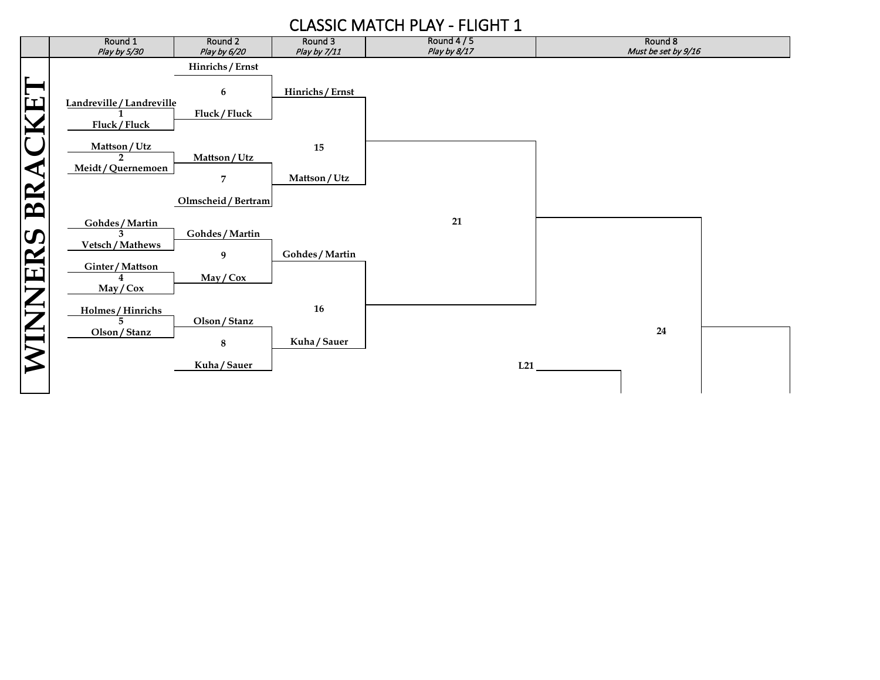# CLASSIC MATCH PLAY - FLIGHT 1

## WINNERS BRACKET

| Round 1<br>*Play by 5/30* | Round 2<br>*Play by 6/20* | Round 3<br>*Play by 7/11* | Round 4 / 5<br>*Play by 8/17* | Round 8<br>*Must be set by 9/16* |
|---|---|---|---|---|
| | Hinrichs / Ernst | | | |
| | 6 | Hinrichs / Ernst | | |
| Landreville / Landreville | | | | |
| 1 | Fluck / Fluck | | | |
| Fluck / Fluck | | | | |
| Mattson / Utz | | 15 | | |
| 2 | Mattson / Utz | | | |
| Meidt / Quernemoen | | | | |
| | 7 | Mattson / Utz | | |
| | Olmscheid / Bertram | | | |
| Gohdes / Martin | | | 21 | |
| 3 | Gohdes / Martin | | | |
| Vetsch / Mathews | | | | |
| | 9 | Gohdes / Martin | | |
| Ginter / Mattson | | | | |
| 4 | May / Cox | | | |
| May / Cox | | | | |
| Holmes / Hinrichs | | 16 | | |
| 5 | Olson / Stanz | | | 24 |
| Olson / Stanz | | | | |
| | 8 | Kuha / Sauer | | |
| | Kuha / Sauer | | L21 | |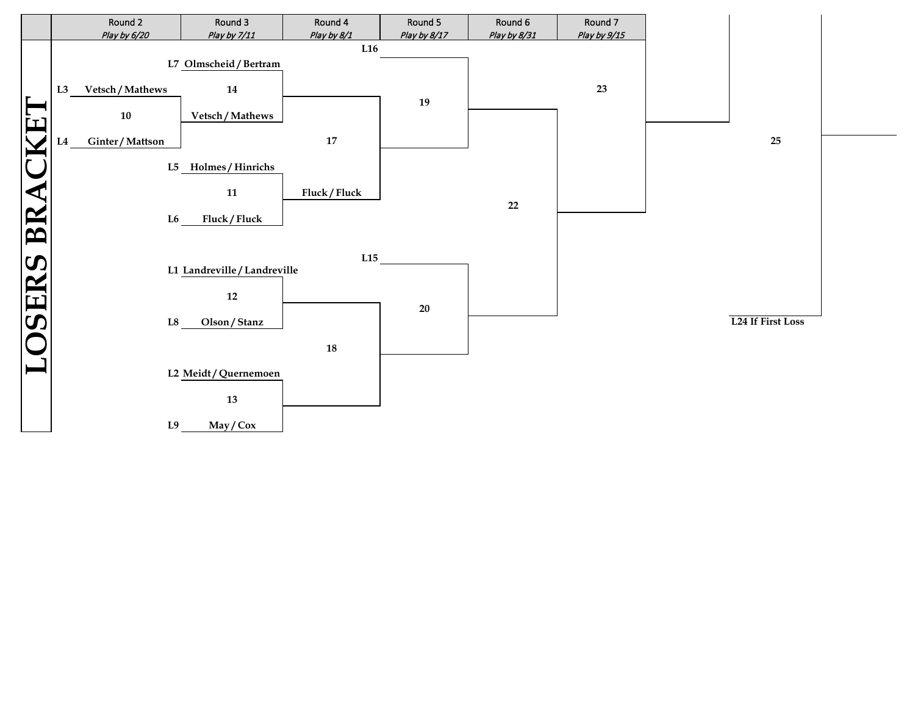# LOSERS BRACKET

Round 2
*Play by 6/20*

Round 3
*Play by 7/11*

Round 4
*Play by 8/1*

Round 5
*Play by 8/17*

Round 6
*Play by 8/31*

Round 7
*Play by 9/15*

L16

L7 Olmscheid / Bertram

L3 Vetsch / Mathews

14

10

Vetsch / Mathews

19

23

L4 Ginter / Mattson

17

L5 Holmes / Hinrichs

11

Fluck / Fluck

25

22

L6 Fluck / Fluck

L15

L1 Landreville / Landreville

12

20

L8 Olson / Stanz

L24 If First Loss

18

L2 Meidt / Quernemoen

13

L9 May / Cox